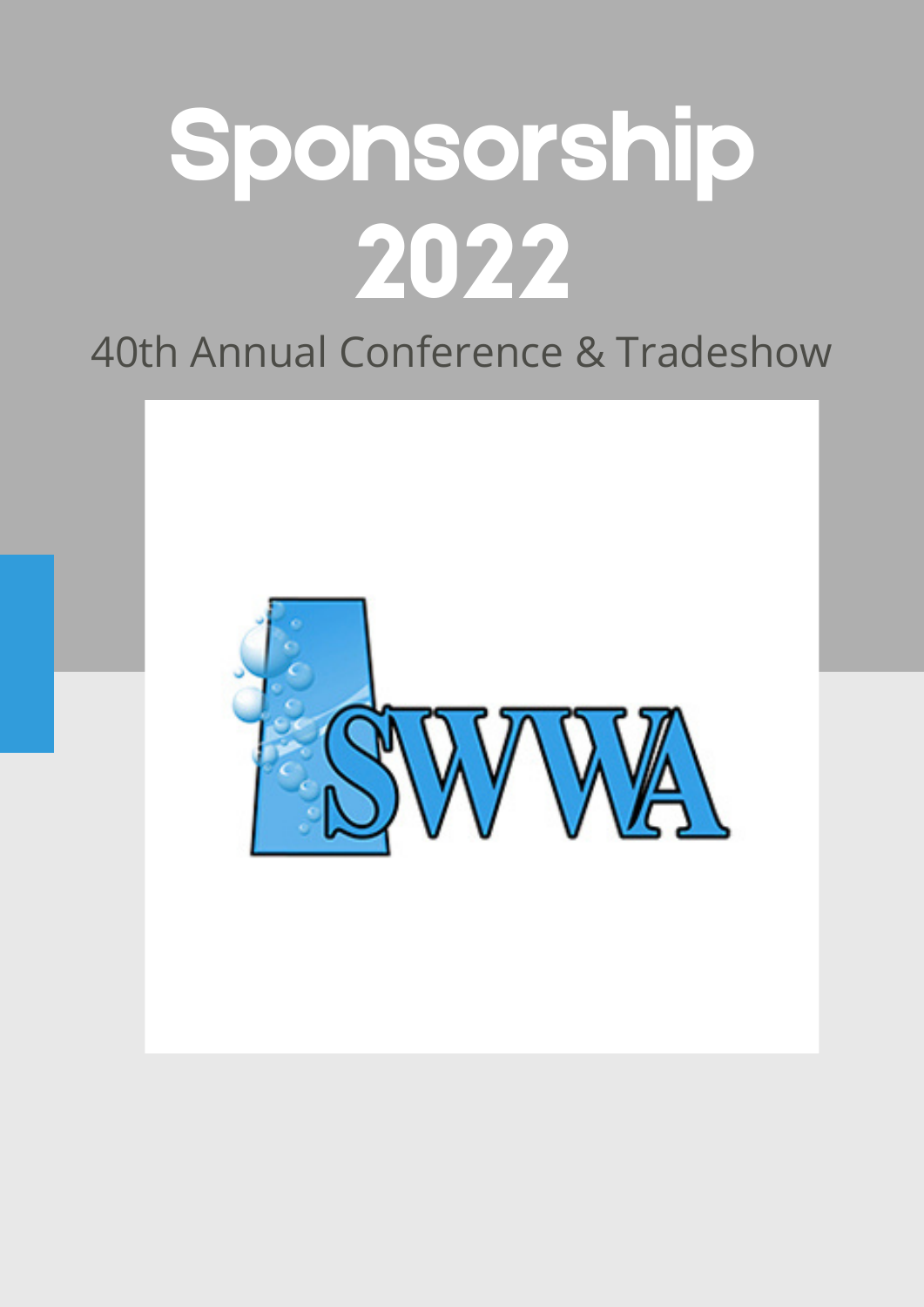# Sponsorship 2022

40th Annual Conference & Tradeshow

SWWA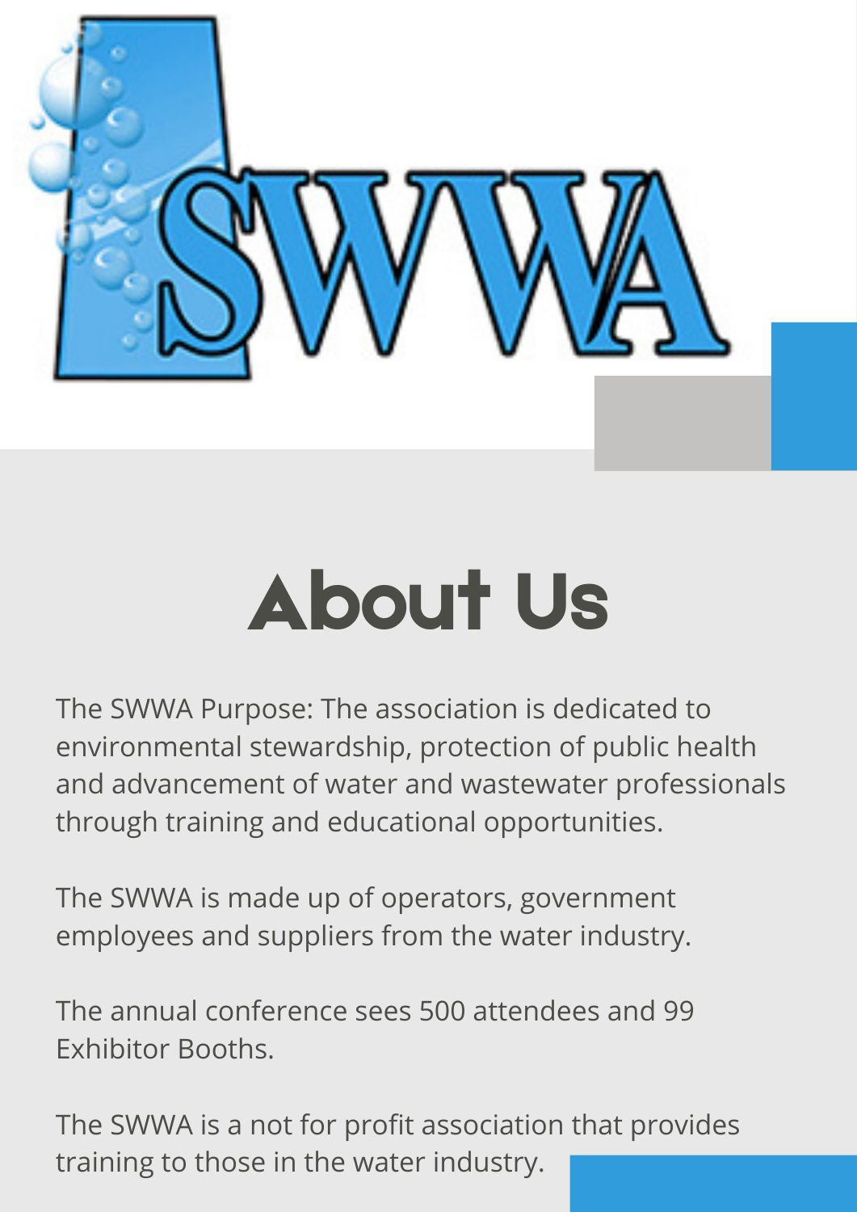SWWA

# About Us

The SWWA Purpose: The association is dedicated to environmental stewardship, protection of public health and advancement of water and wastewater professionals through training and educational opportunities.

The SWWA is made up of operators, government employees and suppliers from the water industry.

The annual conference sees 500 attendees and 99 Exhibitor Booths.

The SWWA is a not for profit association that provides training to those in the water industry.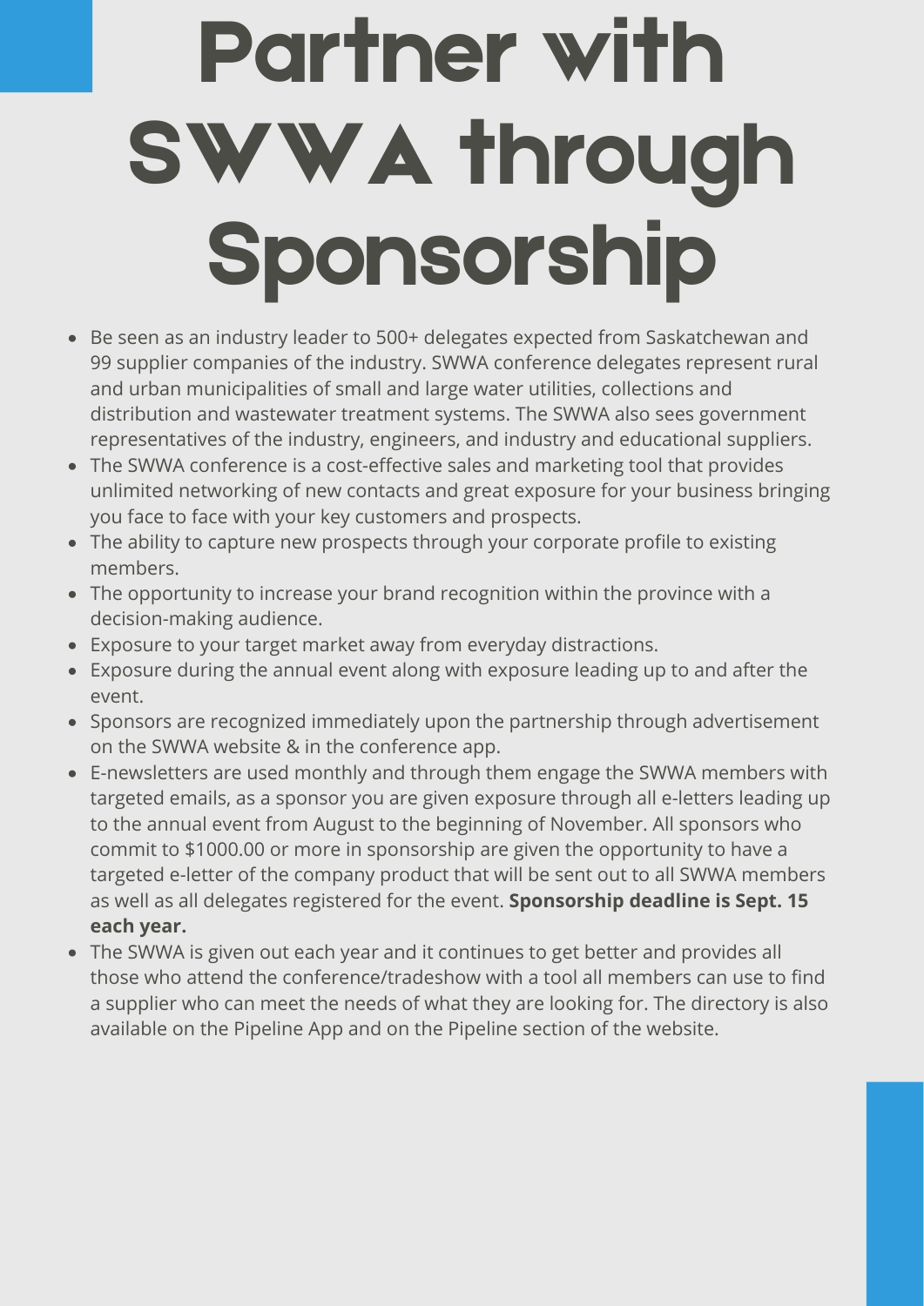# Partner with SWWA through Sponsorship

- Be seen as an industry leader to 500+ delegates expected from Saskatchewan and 99 supplier companies of the industry. SWWA conference delegates represent rural and urban municipalities of small and large water utilities, collections and distribution and wastewater treatment systems. The SWWA also sees government representatives of the industry, engineers, and industry and educational suppliers.
- The SWWA conference is a cost-effective sales and marketing tool that provides unlimited networking of new contacts and great exposure for your business bringing you face to face with your key customers and prospects.
- The ability to capture new prospects through your corporate profile to existing members.
- The opportunity to increase your brand recognition within the province with a decision-making audience.
- Exposure to your target market away from everyday distractions.
- Exposure during the annual event along with exposure leading up to and after the event.
- Sponsors are recognized immediately upon the partnership through advertisement on the SWWA website & in the conference app.
- E-newsletters are used monthly and through them engage the SWWA members with targeted emails, as a sponsor you are given exposure through all e-letters leading up to the annual event from August to the beginning of November. All sponsors who commit to $1000.00 or more in sponsorship are given the opportunity to have a targeted e-letter of the company product that will be sent out to all SWWA members as well as all delegates registered for the event. **Sponsorship deadline is Sept. 15 each year.**
- The SWWA is given out each year and it continues to get better and provides all those who attend the conference/tradeshow with a tool all members can use to find a supplier who can meet the needs of what they are looking for. The directory is also available on the Pipeline App and on the Pipeline section of the website.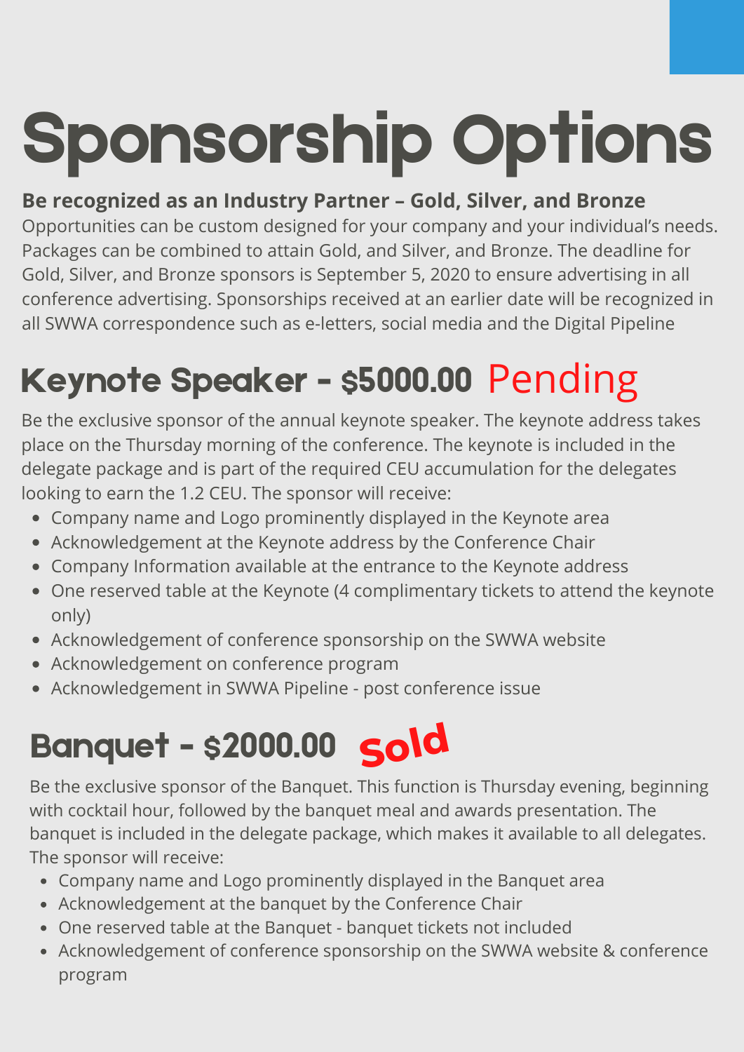# Sponsorship Options

**Be recognized as an Industry Partner – Gold, Silver, and Bronze**

Opportunities can be custom designed for your company and your individual's needs. Packages can be combined to attain Gold, and Silver, and Bronze. The deadline for Gold, Silver, and Bronze sponsors is September 5, 2020 to ensure advertising in all conference advertising. Sponsorships received at an earlier date will be recognized in all SWWA correspondence such as e-letters, social media and the Digital Pipeline

## Keynote Speaker - $5000.00 Pending

Be the exclusive sponsor of the annual keynote speaker. The keynote address takes place on the Thursday morning of the conference. The keynote is included in the delegate package and is part of the required CEU accumulation for the delegates looking to earn the 1.2 CEU. The sponsor will receive:

- Company name and Logo prominently displayed in the Keynote area
- Acknowledgement at the Keynote address by the Conference Chair
- Company Information available at the entrance to the Keynote address
- One reserved table at the Keynote (4 complimentary tickets to attend the keynote only)
- Acknowledgement of conference sponsorship on the SWWA website
- Acknowledgement on conference program
- Acknowledgement in SWWA Pipeline - post conference issue

## Banquet - $2000.00 Sold

Be the exclusive sponsor of the Banquet. This function is Thursday evening, beginning with cocktail hour, followed by the banquet meal and awards presentation. The banquet is included in the delegate package, which makes it available to all delegates. The sponsor will receive:

- Company name and Logo prominently displayed in the Banquet area
- Acknowledgement at the banquet by the Conference Chair
- One reserved table at the Banquet - banquet tickets not included
- Acknowledgement of conference sponsorship on the SWWA website & conference program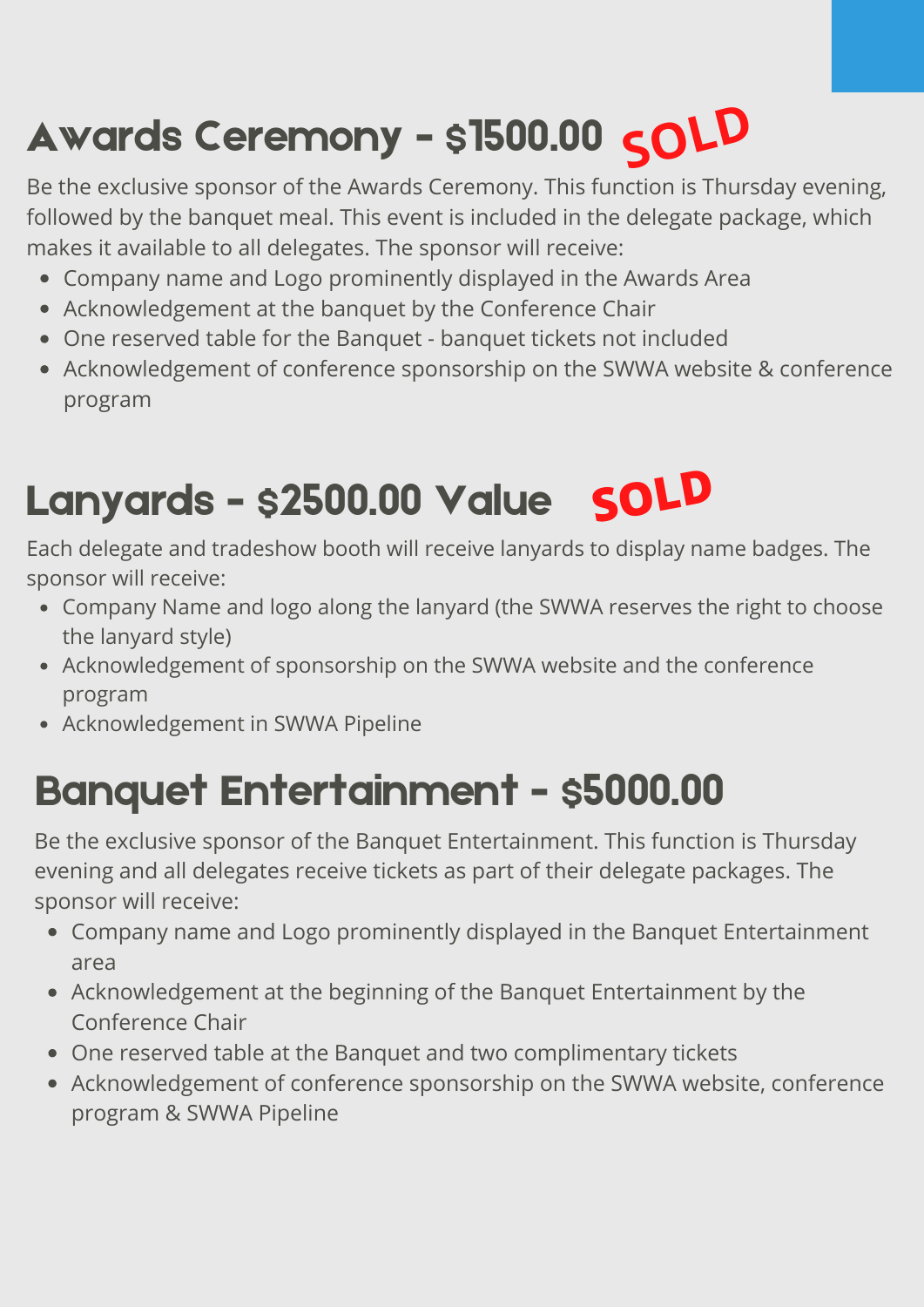## Awards Ceremony - $1500.00 SOLD

Be the exclusive sponsor of the Awards Ceremony. This function is Thursday evening, followed by the banquet meal. This event is included in the delegate package, which makes it available to all delegates. The sponsor will receive:

- Company name and Logo prominently displayed in the Awards Area
- Acknowledgement at the banquet by the Conference Chair
- One reserved table for the Banquet - banquet tickets not included
- Acknowledgement of conference sponsorship on the SWWA website & conference program

## Lanyards - $2500.00 Value SOLD

Each delegate and tradeshow booth will receive lanyards to display name badges. The sponsor will receive:

- Company Name and logo along the lanyard (the SWWA reserves the right to choose the lanyard style)
- Acknowledgement of sponsorship on the SWWA website and the conference program
- Acknowledgement in SWWA Pipeline

## Banquet Entertainment - $5000.00

Be the exclusive sponsor of the Banquet Entertainment. This function is Thursday evening and all delegates receive tickets as part of their delegate packages. The sponsor will receive:

- Company name and Logo prominently displayed in the Banquet Entertainment area
- Acknowledgement at the beginning of the Banquet Entertainment by the Conference Chair
- One reserved table at the Banquet and two complimentary tickets
- Acknowledgement of conference sponsorship on the SWWA website, conference program & SWWA Pipeline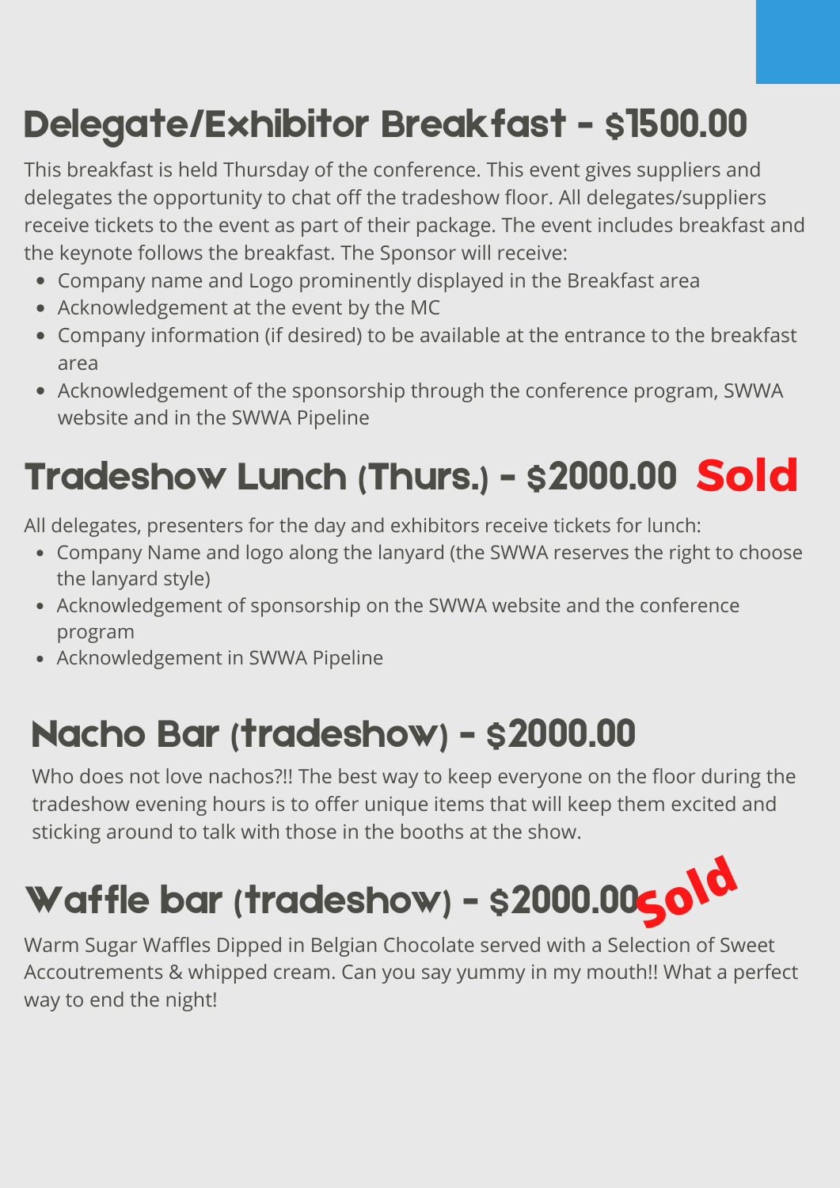## Delegate/Exhibitor Breakfast - $1500.00

This breakfast is held Thursday of the conference. This event gives suppliers and delegates the opportunity to chat off the tradeshow floor. All delegates/suppliers receive tickets to the event as part of their package. The event includes breakfast and the keynote follows the breakfast. The Sponsor will receive:

- Company name and Logo prominently displayed in the Breakfast area
- Acknowledgement at the event by the MC
- Company information (if desired) to be available at the entrance to the breakfast area
- Acknowledgement of the sponsorship through the conference program, SWWA website and in the SWWA Pipeline

## Tradeshow Lunch (Thurs.) - $2000.00 Sold

All delegates, presenters for the day and exhibitors receive tickets for lunch:

- Company Name and logo along the lanyard (the SWWA reserves the right to choose the lanyard style)
- Acknowledgement of sponsorship on the SWWA website and the conference program
- Acknowledgement in SWWA Pipeline

## Nacho Bar (tradeshow) - $2000.00

Who does not love nachos?!! The best way to keep everyone on the floor during the tradeshow evening hours is to offer unique items that will keep them excited and sticking around to talk with those in the booths at the show.

## Waffle bar (tradeshow) - $2000.00 Sold

Warm Sugar Waffles Dipped in Belgian Chocolate served with a Selection of Sweet Accoutrements & whipped cream. Can you say yummy in my mouth!! What a perfect way to end the night!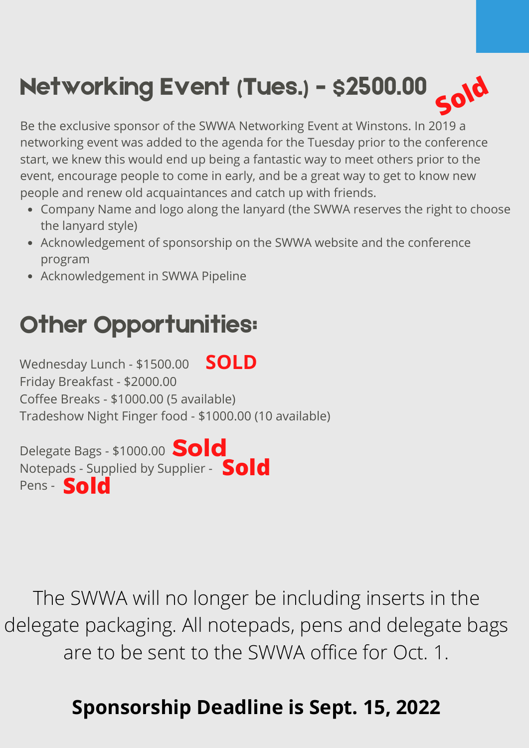## Networking Event (Tues.) - $2500.00 **Sold**

Be the exclusive sponsor of the SWWA Networking Event at Winstons. In 2019 a networking event was added to the agenda for the Tuesday prior to the conference start, we knew this would end up being a fantastic way to meet others prior to the event, encourage people to come in early, and be a great way to get to know new people and renew old acquaintances and catch up with friends.

- Company Name and logo along the lanyard (the SWWA reserves the right to choose the lanyard style)
- Acknowledgement of sponsorship on the SWWA website and the conference program
- Acknowledgement in SWWA Pipeline

## Other Opportunities:

Wednesday Lunch - $1500.00 **SOLD**
Friday Breakfast - $2000.00
Coffee Breaks - $1000.00 (5 available)
Tradeshow Night Finger food - $1000.00 (10 available)

Delegate Bags - $1000.00 **Sold**
Notepads - Supplied by Supplier - **Sold**
Pens - **Sold**

The SWWA will no longer be including inserts in the delegate packaging. All notepads, pens and delegate bags are to be sent to the SWWA office for Oct. 1.

**Sponsorship Deadline is Sept. 15, 2022**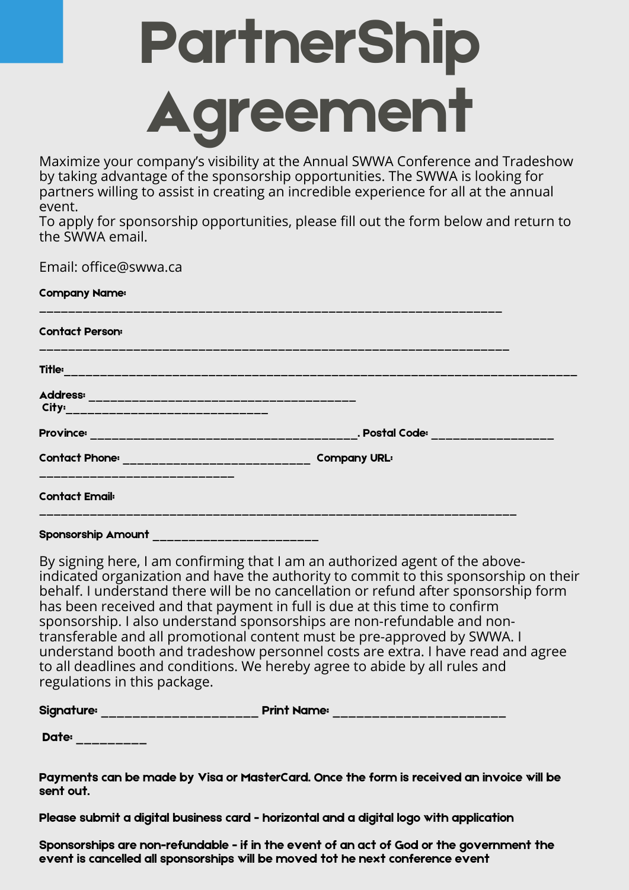# PartnerShip Agreement

Maximize your company's visibility at the Annual SWWA Conference and Tradeshow by taking advantage of the sponsorship opportunities. The SWWA is looking for partners willing to assist in creating an incredible experience for all at the annual event.
To apply for sponsorship opportunities, please fill out the form below and return to the SWWA email.

Email: office@swwa.ca

**Company Name:** ____________________________________________________________________

**Contact Person:** ____________________________________________________________________

**Title:**____________________________________________________________________________

**Address:** ________________________________________
**City:**______________________________

**Province:** ________________________________________. **Postal Code:** __________________

**Contact Phone:** ____________________________ **Company URL:** _____________________________

**Contact Email:** ______________________________________________________________________

**Sponsorship Amount** ________________________

By signing here, I am confirming that I am an authorized agent of the above-indicated organization and have the authority to commit to this sponsorship on their behalf. I understand there will be no cancellation or refund after sponsorship form has been received and that payment in full is due at this time to confirm sponsorship. I also understand sponsorships are non-refundable and non-transferable and all promotional content must be pre-approved by SWWA. I understand booth and tradeshow personnel costs are extra. I have read and agree to all deadlines and conditions. We hereby agree to abide by all rules and regulations in this package.

**Signature:** _______________________ **Print Name:** _________________________

**Date:** __________

**Payments can be made by Visa or MasterCard. Once the form is received an invoice will be sent out.**

**Please submit a digital business card - horizontal and a digital logo with application**

**Sponsorships are non-refundable - if in the event of an act of God or the government the event is cancelled all sponsorships will be moved tot he next conference event**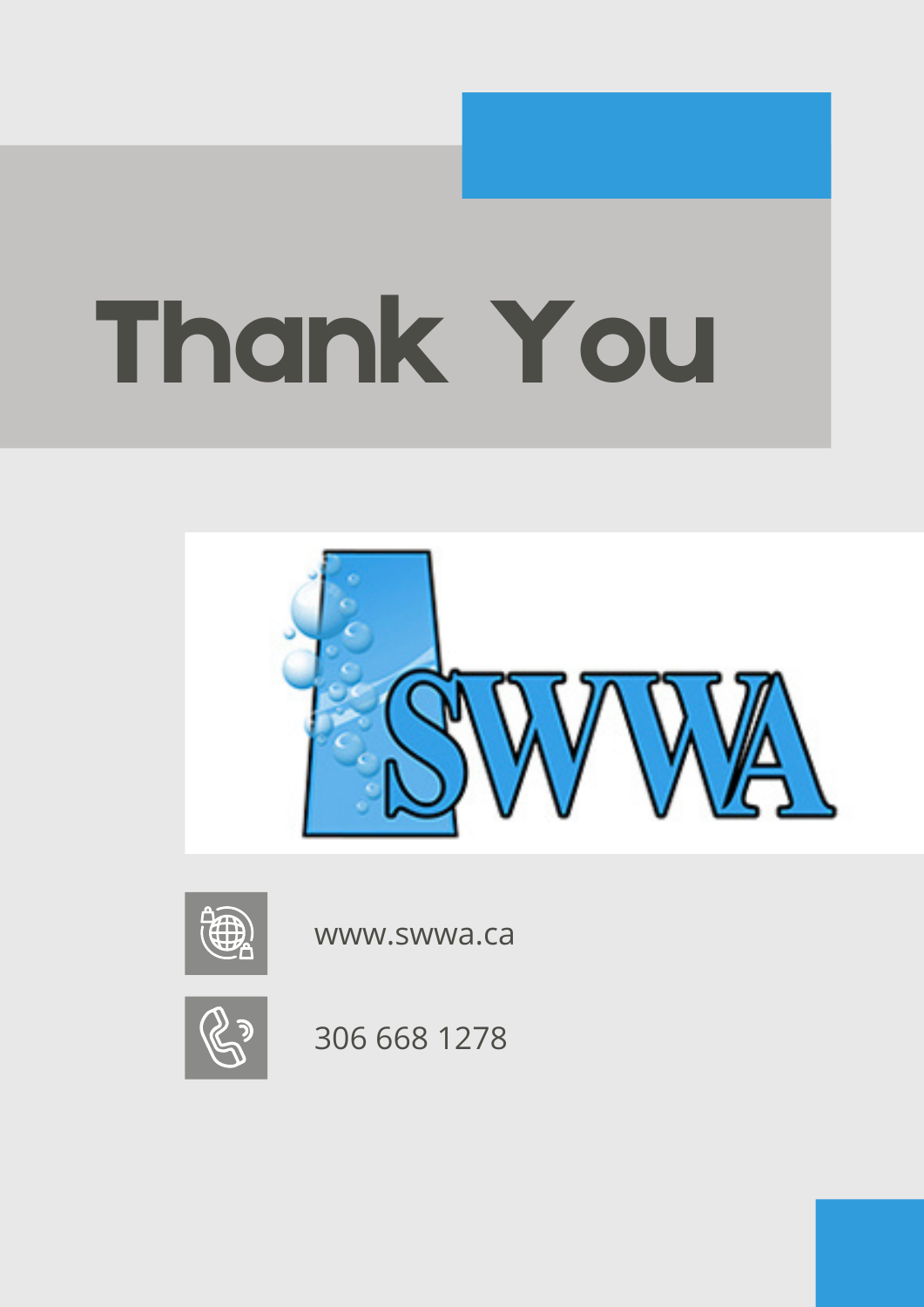# Thank You

SWWA

www.swwa.ca

306 668 1278